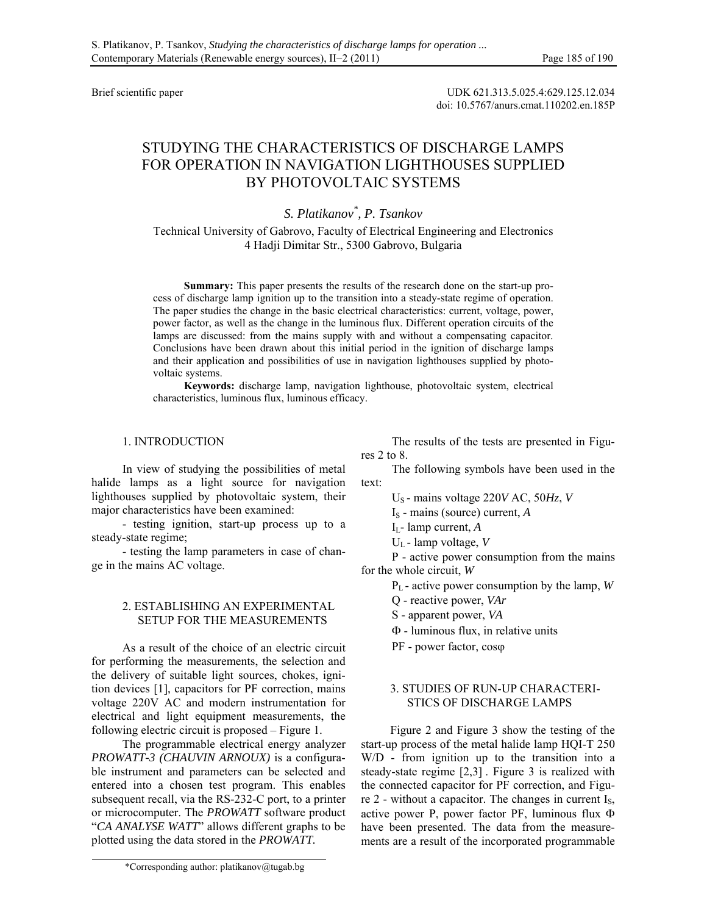Brief scientific paper

UDK 621.313.5.025.4:629.125.12.034
doi: 10.5767/anurs.cmat.110202.en.185P

# STUDYING THE CHARACTERISTICS OF DISCHARGE LAMPS FOR OPERATION IN NAVIGATION LIGHTHOUSES SUPPLIED BY PHOTOVOLTAIC SYSTEMS

*S. Platikanov*[*], *P. Tsankov*

Technical University of Gabrovo, Faculty of Electrical Engineering and Electronics
4 Hadji Dimitar Str., 5300 Gabrovo, Bulgaria

**Summary:** This paper presents the results of the research done on the start-up process of discharge lamp ignition up to the transition into a steady-state regime of operation. The paper studies the change in the basic electrical characteristics: current, voltage, power, power factor, as well as the change in the luminous flux. Different operation circuits of the lamps are discussed: from the mains supply with and without a compensating capacitor. Conclusions have been drawn about this initial period in the ignition of discharge lamps and their application and possibilities of use in navigation lighthouses supplied by photovoltaic systems.

**Keywords:** discharge lamp, navigation lighthouse, photovoltaic system, electrical characteristics, luminous flux, luminous efficacy.

## 1. INTRODUCTION

In view of studying the possibilities of metal halide lamps as a light source for navigation lighthouses supplied by photovoltaic system, their major characteristics have been examined:

- testing ignition, start-up process up to a steady-state regime;
- testing the lamp parameters in case of change in the mains AC voltage.

## 2. ESTABLISHING AN EXPERIMENTAL SETUP FOR THE MEASUREMENTS

As a result of the choice of an electric circuit for performing the measurements, the selection and the delivery of suitable light sources, chokes, ignition devices [1], capacitors for PF correction, mains voltage 220V AC and modern instrumentation for electrical and light equipment measurements, the following electric circuit is proposed – Figure 1.

The programmable electrical energy analyzer *PROWATT-3 (CHAUVIN ARNOUX)* is a configurable instrument and parameters can be selected and entered into a chosen test program. This enables subsequent recall, via the RS-232-C port, to a printer or microcomputer. The *PROWATT* software product "*CA ANALYSE WATT*" allows different graphs to be plotted using the data stored in the *PROWATT.*

The results of the tests are presented in Figures 2 to 8.

The following symbols have been used in the text:

$U_S$ - mains voltage 220*V* AC, 50*Hz*, *V*

$I_S$ - mains (source) current, *A*

$I_L$ - lamp current, *A*

$U_L$ - lamp voltage, *V*

P - active power consumption from the mains for the whole circuit, *W*

$P_L$ - active power consumption by the lamp, *W*

Q - reactive power, *VAr*

S - apparent power, *VA*

Φ - luminous flux, in relative units

PF - power factor, cosφ

## 3. STUDIES OF RUN-UP CHARACTERISTICS OF DISCHARGE LAMPS

Figure 2 and Figure 3 show the testing of the start-up process of the metal halide lamp HQI-T 250 W/D - from ignition up to the transition into a steady-state regime [2,3] . Figure 3 is realized with the connected capacitor for PF correction, and Figure 2 - without a capacitor. The changes in current $I_S$, active power P, power factor PF, luminous flux Φ have been presented. The data from the measurements are a result of the incorporated programmable

[*]Corresponding author: platikanov@tugab.bg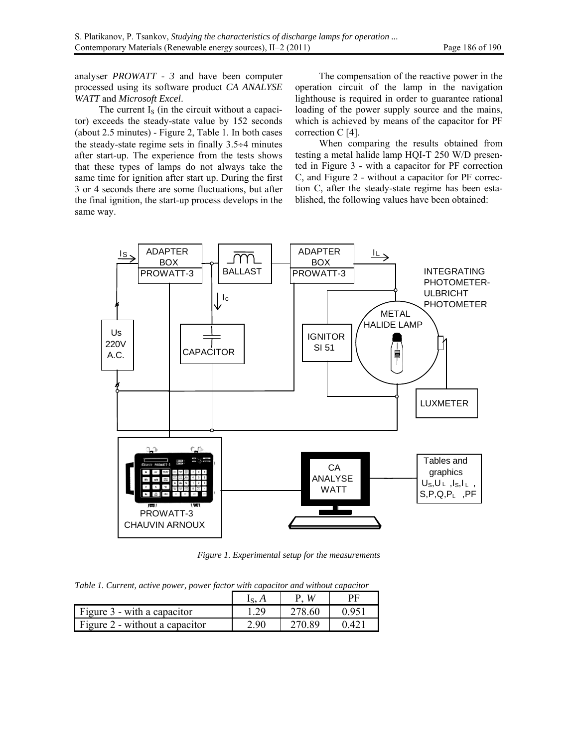analyser *PROWATT - 3* and have been computer processed using its software product *CA ANALYSE WATT* and *Microsoft Excel*.

The current $I_S$ (in the circuit without a capacitor) exceeds the steady-state value by 152 seconds (about 2.5 minutes) - Figure 2, Table 1. In both cases the steady-state regime sets in finally 3.5÷4 minutes after start-up. The experience from the tests shows that these types of lamps do not always take the same time for ignition after start up. During the first 3 or 4 seconds there are some fluctuations, but after the final ignition, the start-up process develops in the same way.

The compensation of the reactive power in the operation circuit of the lamp in the navigation lighthouse is required in order to guarantee rational loading of the power supply source and the mains, which is achieved by means of the capacitor for PF correction C [4].

When comparing the results obtained from testing a metal halide lamp HQI-T 250 W/D presented in Figure 3 - with a capacitor for PF correction C, and Figure 2 - without a capacitor for PF correction C, after the steady-state regime has been established, the following values have been obtained:

*Figure 1. Experimental setup for the measurements*

*Table 1. Current, active power, power factor with capacitor and without capacitor*

| | $I_S$, *A* | P, *W* | PF |
|---|---|---|---|
| Figure 3 - with a capacitor | 1.29 | 278.60 | 0.951 |
| Figure 2 - without a capacitor | 2.90 | 270.89 | 0.421 |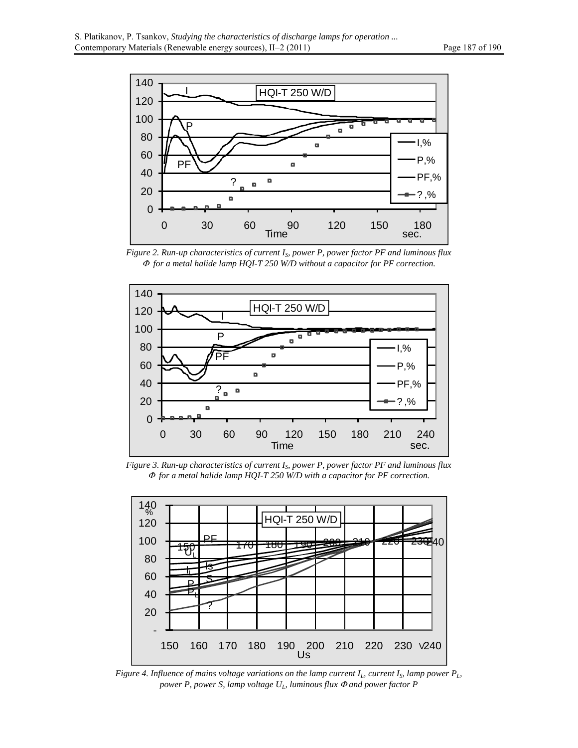Figure 2. Run-up characteristics of current $I_S$, power $P$, power factor $PF$ and luminous flux $\Phi$ for a metal halide lamp HQI-T 250 W/D without a capacitor for PF correction.

Figure 3. Run-up characteristics of current $I_S$, power $P$, power factor $PF$ and luminous flux $\Phi$ for a metal halide lamp HQI-T 250 W/D with a capacitor for PF correction.

Figure 4. Influence of mains voltage variations on the lamp current $I_L$, current $I_S$, lamp power $P_L$, power $P$, power $S$, lamp voltage $U_L$, luminous flux $\Phi$ and power factor $P$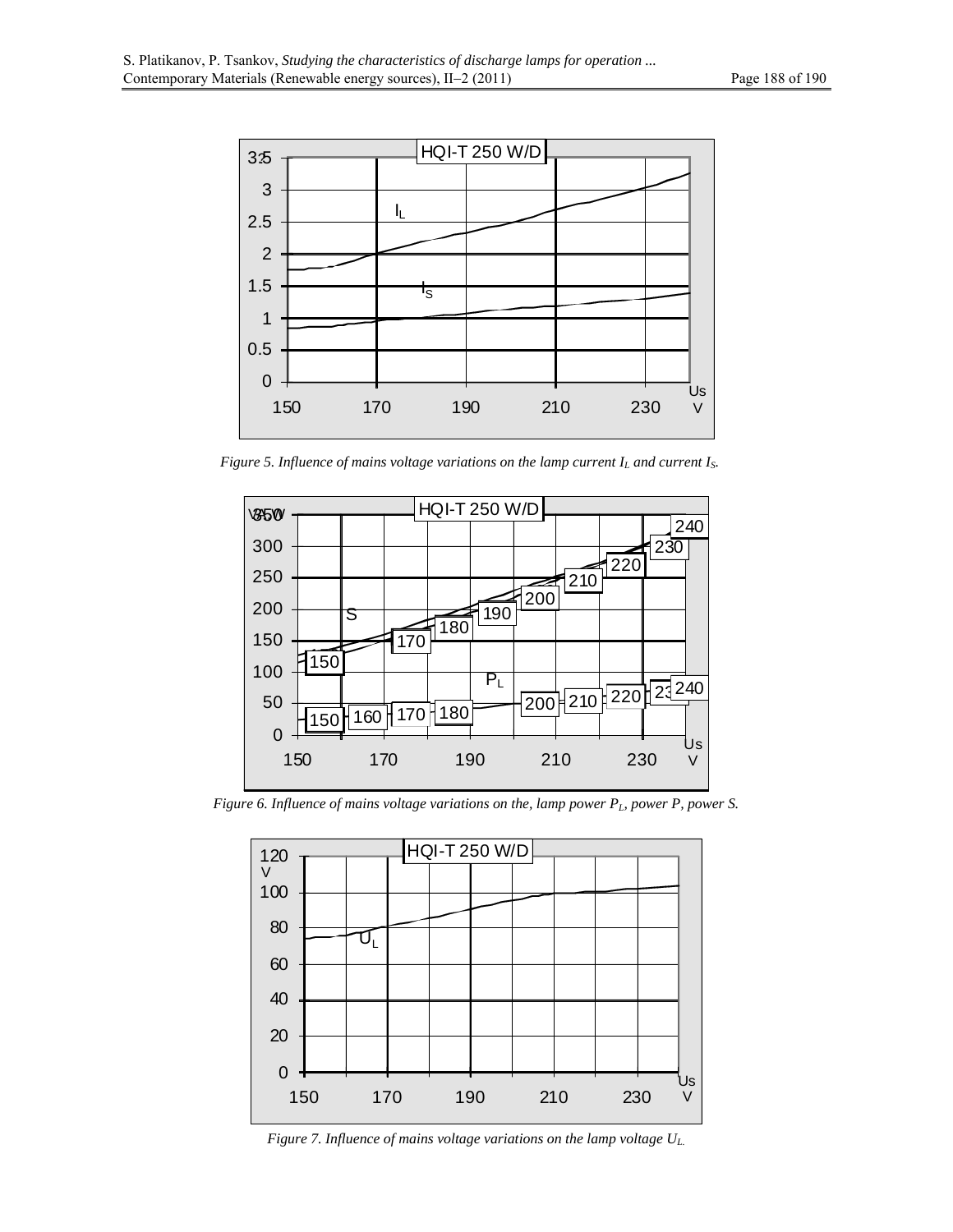Figure 5. Influence of mains voltage variations on the lamp current $I_L$ and current $I_S$.

Figure 6. Influence of mains voltage variations on the, lamp power $P_L$, power P, power S.

Figure 7. Influence of mains voltage variations on the lamp voltage $U_L$.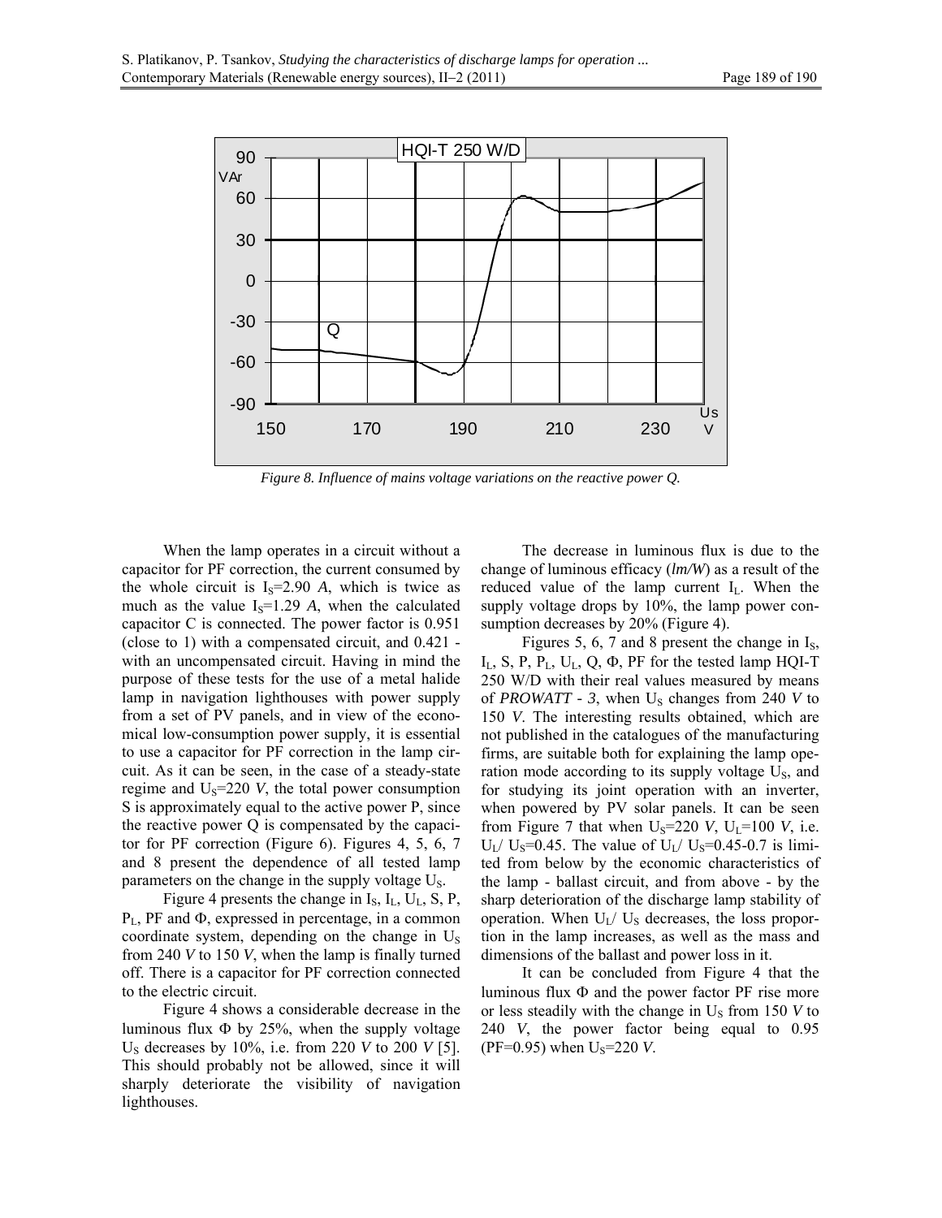*Figure 8. Influence of mains voltage variations on the reactive power Q.*

When the lamp operates in a circuit without a capacitor for PF correction, the current consumed by the whole circuit is $I_S$=2.90 *A*, which is twice as much as the value $I_S$=1.29 *A*, when the calculated capacitor C is connected. The power factor is 0.951 (close to 1) with a compensated circuit, and 0.421 - with an uncompensated circuit. Having in mind the purpose of these tests for the use of a metal halide lamp in navigation lighthouses with power supply from a set of PV panels, and in view of the economical low-consumption power supply, it is essential to use a capacitor for PF correction in the lamp circuit. As it can be seen, in the case of a steady-state regime and $U_S$=220 *V*, the total power consumption S is approximately equal to the active power P, since the reactive power Q is compensated by the capacitor for PF correction (Figure 6). Figures 4, 5, 6, 7 and 8 present the dependence of all tested lamp parameters on the change in the supply voltage $U_S$.

Figure 4 presents the change in $I_S$, $I_L$, $U_L$, S, P, $P_L$, PF and Φ, expressed in percentage, in a common coordinate system, depending on the change in $U_S$ from 240 *V* to 150 *V*, when the lamp is finally turned off. There is a capacitor for PF correction connected to the electric circuit.

Figure 4 shows a considerable decrease in the luminous flux Φ by 25%, when the supply voltage $U_S$ decreases by 10%, i.e. from 220 *V* to 200 *V* [5]. This should probably not be allowed, since it will sharply deteriorate the visibility of navigation lighthouses.

The decrease in luminous flux is due to the change of luminous efficacy (*lm/W*) as a result of the reduced value of the lamp current $I_L$. When the supply voltage drops by 10%, the lamp power consumption decreases by 20% (Figure 4).

Figures 5, 6, 7 and 8 present the change in $I_S$, $I_L$, S, P, $P_L$, $U_L$, Q, Φ, PF for the tested lamp HQI-T 250 W/D with their real values measured by means of *PROWATT - 3*, when $U_S$ changes from 240 *V* to 150 *V*. The interesting results obtained, which are not published in the catalogues of the manufacturing firms, are suitable both for explaining the lamp operation mode according to its supply voltage $U_S$, and for studying its joint operation with an inverter, when powered by PV solar panels. It can be seen from Figure 7 that when $U_S$=220 *V*, $U_L$=100 *V*, i.e. $U_L/U_S$=0.45. The value of $U_L/U_S$=0.45-0.7 is limited from below by the economic characteristics of the lamp - ballast circuit, and from above - by the sharp deterioration of the discharge lamp stability of operation. When $U_L/U_S$ decreases, the loss proportion in the lamp increases, as well as the mass and dimensions of the ballast and power loss in it.

It can be concluded from Figure 4 that the luminous flux Φ and the power factor PF rise more or less steadily with the change in $U_S$ from 150 *V* to 240 *V*, the power factor being equal to 0.95 (PF=0.95) when $U_S$=220 *V*.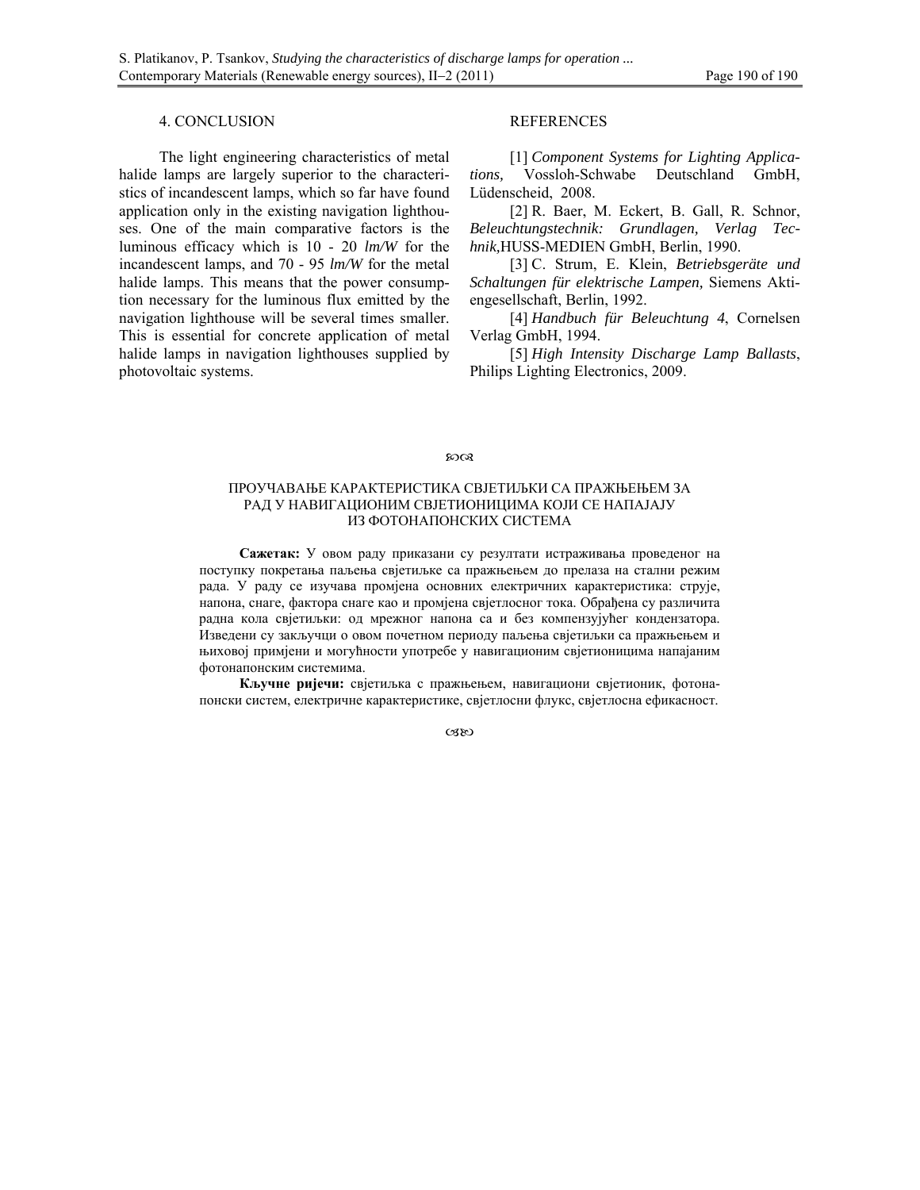## 4. CONCLUSION

The light engineering characteristics of metal halide lamps are largely superior to the characteristics of incandescent lamps, which so far have found application only in the existing navigation lighthouses. One of the main comparative factors is the luminous efficacy which is 10 - 20 *lm/W* for the incandescent lamps, and 70 - 95 *lm/W* for the metal halide lamps. This means that the power consumption necessary for the luminous flux emitted by the navigation lighthouse will be several times smaller. This is essential for concrete application of metal halide lamps in navigation lighthouses supplied by photovoltaic systems.

## REFERENCES

[1] *Component Systems for Lighting Applications,* Vossloh-Schwabe Deutschland GmbH, Lüdenscheid, 2008.

[2] R. Baer, M. Eckert, B. Gall, R. Schnor, *Beleuchtungstechnik: Grundlagen, Verlag Technik,*HUSS-MEDIEN GmbH, Berlin, 1990.

[3] C. Strum, E. Klein, *Betriebsgeräte und Schaltungen für elektrische Lampen,* Siemens Aktiengesellschaft, Berlin, 1992.

[4] *Handbuch für Beleuchtung 4*, Cornelsen Verlag GmbH, 1994.

[5] *High Intensity Discharge Lamp Ballasts*, Philips Lighting Electronics, 2009.

ഋഗ

ПРОУЧАВАЊЕ КАРАКТЕРИСТИКА СВЈЕТИЉКИ СА ПРАЖЊЕЊЕМ ЗА РАД У НАВИГАЦИОНИМ СВЈЕТИОНИЦИМА КОЈИ СЕ НАПАЈАЈУ ИЗ ФОТОНАПОНСКИХ СИСТЕМА

**Сажетак:** У овом раду приказани су резултати истраживања проведеног на поступку покретања паљења свјетиљке са пражњењем до прелаза на стални режим рада. У раду се изучава промјена основних електричних карактеристика: струје, напона, снаге, фактора снаге као и промјена свјетлосног тока. Обрађена су различита радна кола свјетиљки: од мрежног напона са и без компензујућег кондензатора. Изведени су закључци о овом почетном периоду паљења свјетиљки са пражњењем и њиховој примјени и могућности употребе у навигационим свјетионицима напајаним фотонапонским системима.

**Кључне ријечи:** свјетиљка с пражњењем, навигациони свјетионик, фотонапонски систем, електричне карактеристике, свјетлосни флукс, свјетлосна ефикасност.

ଔഋ